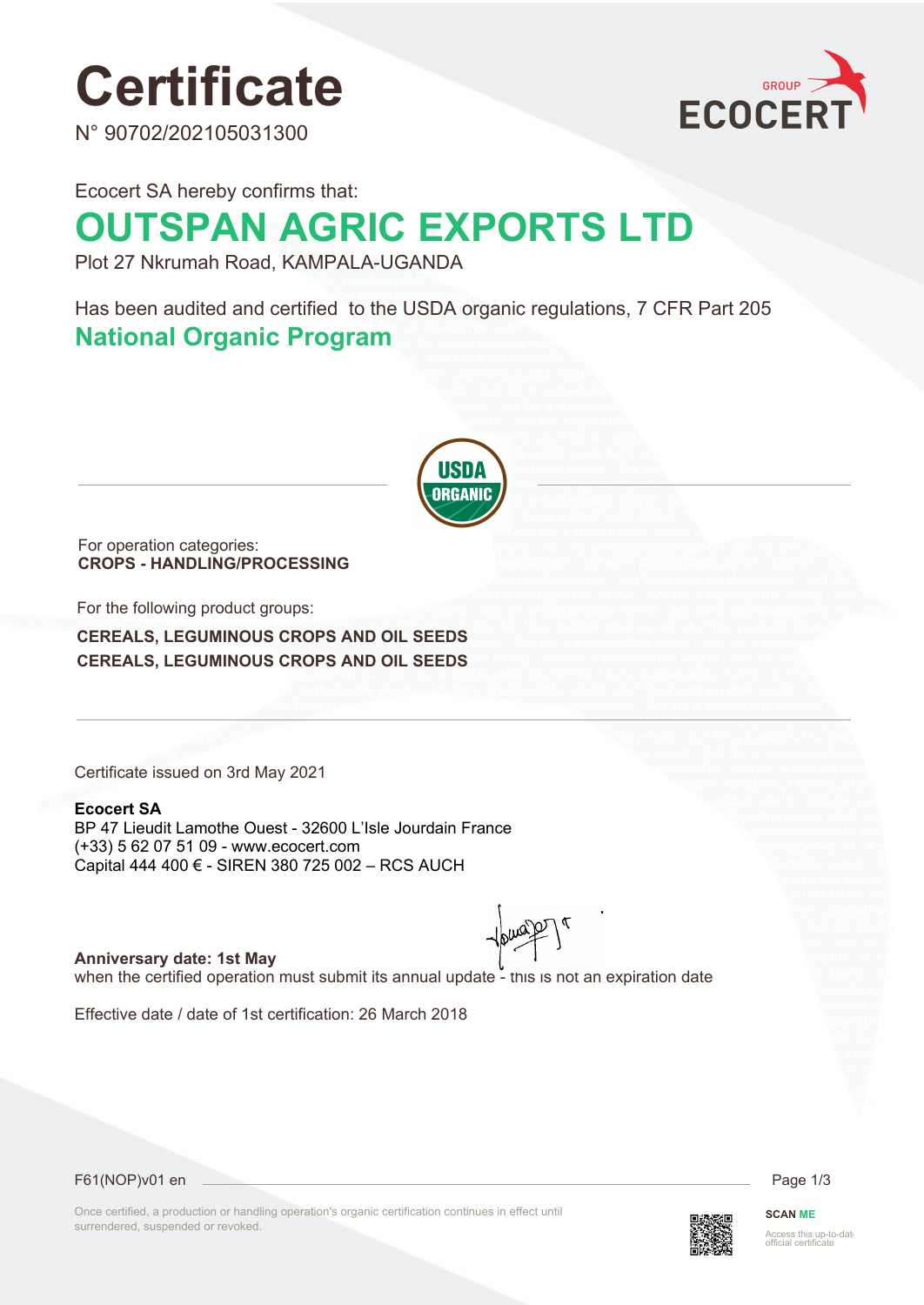# Certificate

N° 90702/202105031300

Ecocert SA hereby confirms that:

## OUTSPAN AGRIC EXPORTS LTD

Plot 27 Nkrumah Road, KAMPALA-UGANDA

Has been audited and certified to the USDA organic regulations, 7 CFR Part 205

## National Organic Program

For operation categories:
**CROPS - HANDLING/PROCESSING**

For the following product groups:

**CEREALS, LEGUMINOUS CROPS AND OIL SEEDS**
**CEREALS, LEGUMINOUS CROPS AND OIL SEEDS**

Certificate issued on 3rd May 2021

**Ecocert SA**
BP 47 Lieudit Lamothe Ouest - 32600 L'Isle Jourdain France
(+33) 5 62 07 51 09 - www.ecocert.com
Capital 444 400 € - SIREN 380 725 002 – RCS AUCH

**Anniversary date: 1st May**
when the certified operation must submit its annual update - this is not an expiration date

Effective date / date of 1st certification: 26 March 2018

F61(NOP)v01 en

Once certified, a production or handling operation's organic certification continues in effect until surrendered, suspended or revoked.

SCAN ME

Access this up-to-date official certificate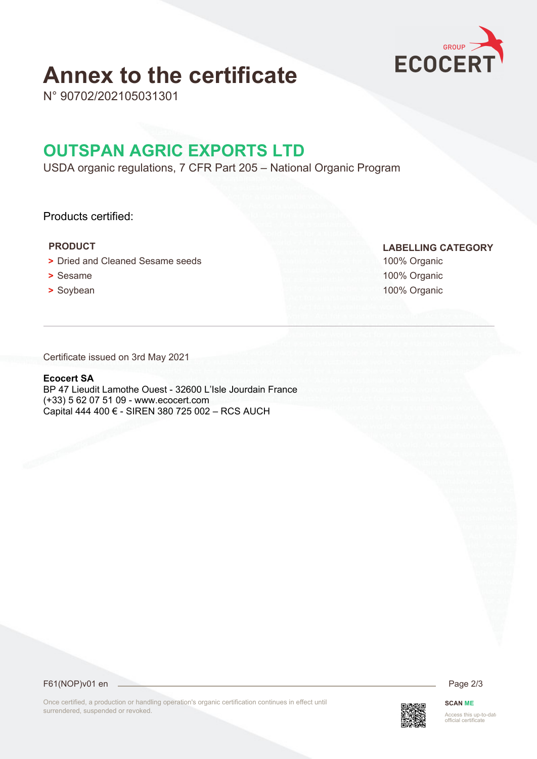# Annex to the certificate

N° 90702/202105031301

## OUTSPAN AGRIC EXPORTS LTD

USDA organic regulations, 7 CFR Part 205 – National Organic Program

Products certified:

| PRODUCT | LABELLING CATEGORY |
| --- | --- |
| > Dried and Cleaned Sesame seeds | 100% Organic |
| > Sesame | 100% Organic |
| > Soybean | 100% Organic |

---

Certificate issued on 3rd May 2021

**Ecocert SA**
BP 47 Lieudit Lamothe Ouest - 32600 L'Isle Jourdain France
(+33) 5 62 07 51 09 - www.ecocert.com
Capital 444 400 € - SIREN 380 725 002 – RCS AUCH

F61(NOP)v01 en

Once certified, a production or handling operation's organic certification continues in effect until surrendered, suspended or revoked.

SCAN ME

Access this up-to-date official certificate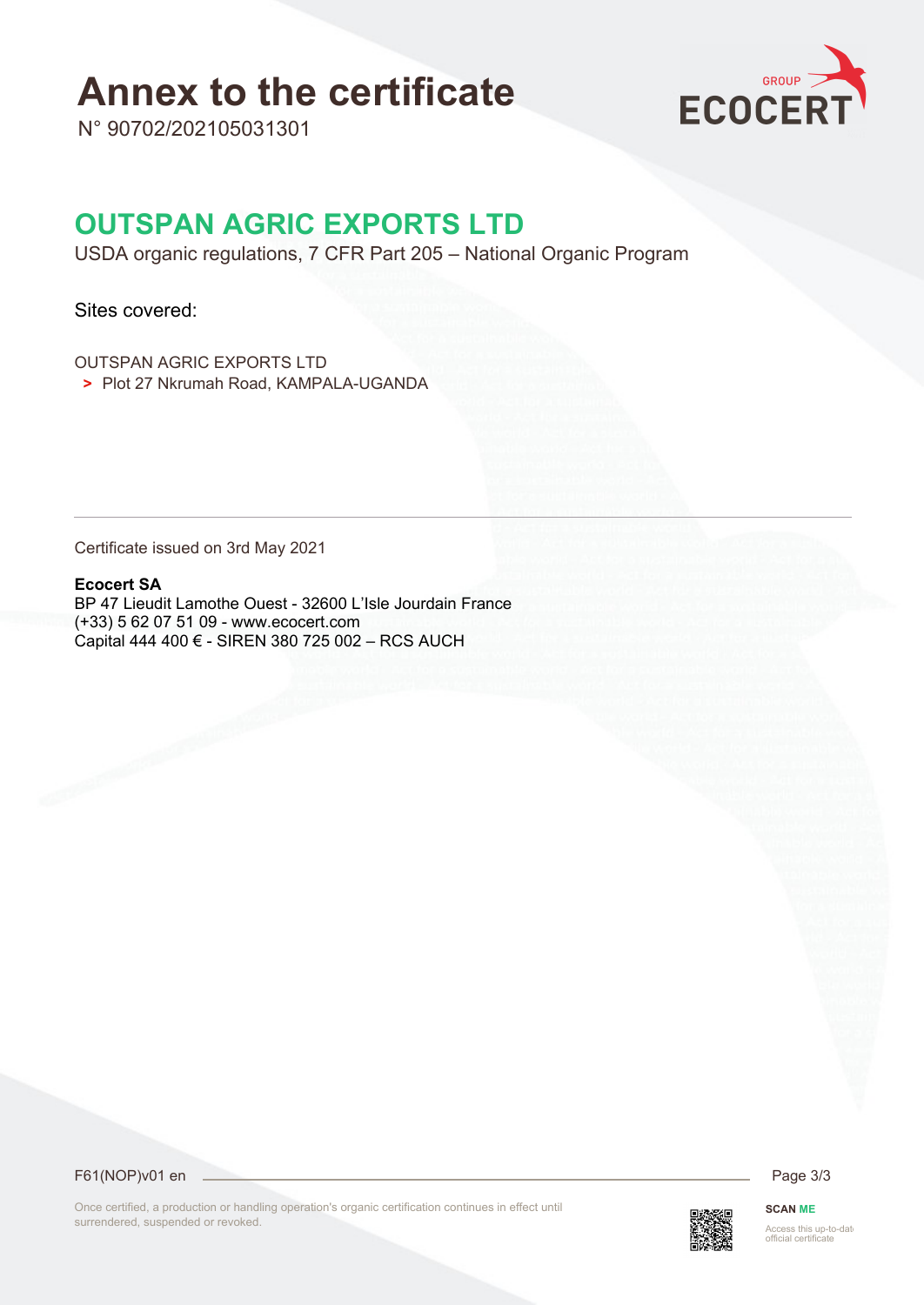# Annex to the certificate

N° 90702/202105031301

## OUTSPAN AGRIC EXPORTS LTD

USDA organic regulations, 7 CFR Part 205 – National Organic Program

Sites covered:

OUTSPAN AGRIC EXPORTS LTD

- Plot 27 Nkrumah Road, KAMPALA-UGANDA

---

Certificate issued on 3rd May 2021

**Ecocert SA**
BP 47 Lieudit Lamothe Ouest - 32600 L'Isle Jourdain France
(+33) 5 62 07 51 09 - www.ecocert.com
Capital 444 400 € - SIREN 380 725 002 – RCS AUCH

F61(NOP)v01 en

Once certified, a production or handling operation's organic certification continues in effect until surrendered, suspended or revoked.

SCAN ME

Access this up-to-date official certificate